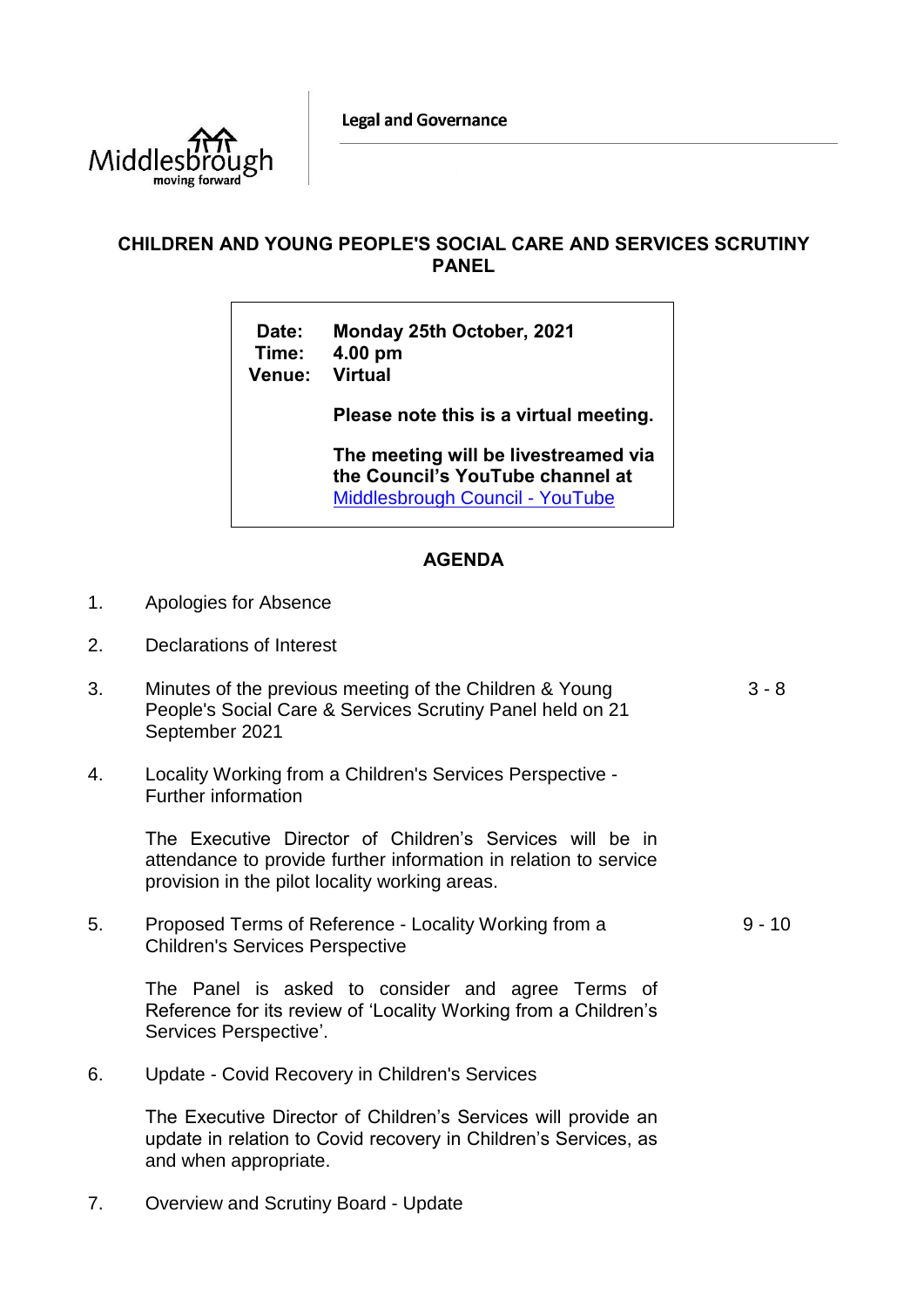Legal and Governance

# CHILDREN AND YOUNG PEOPLE'S SOCIAL CARE AND SERVICES SCRUTINY PANEL

**Date:** Monday 25th October, 2021
**Time:** 4.00 pm
**Venue:** Virtual

**Please note this is a virtual meeting.**

**The meeting will be livestreamed via the Council's YouTube channel at** [Middlesbrough Council - YouTube]

## AGENDA

1. Apologies for Absence

2. Declarations of Interest

3. Minutes of the previous meeting of the Children & Young People's Social Care & Services Scrutiny Panel held on 21 September 2021 — 3 - 8

4. Locality Working from a Children's Services Perspective - Further information

   The Executive Director of Children's Services will be in attendance to provide further information in relation to service provision in the pilot locality working areas.

5. Proposed Terms of Reference - Locality Working from a Children's Services Perspective — 9 - 10

   The Panel is asked to consider and agree Terms of Reference for its review of 'Locality Working from a Children's Services Perspective'.

6. Update - Covid Recovery in Children's Services

   The Executive Director of Children's Services will provide an update in relation to Covid recovery in Children's Services, as and when appropriate.

7. Overview and Scrutiny Board - Update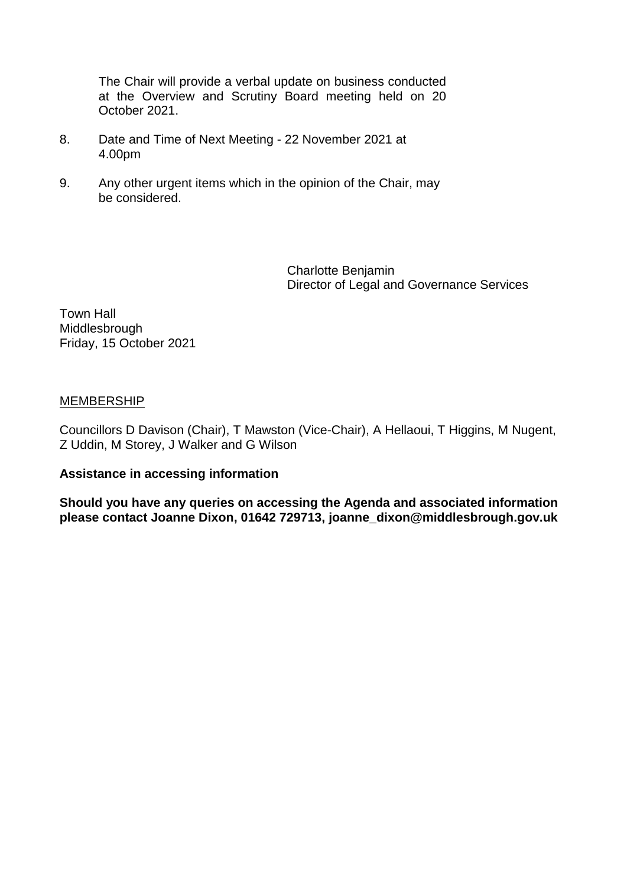The Chair will provide a verbal update on business conducted at the Overview and Scrutiny Board meeting held on 20 October 2021.

8. Date and Time of Next Meeting - 22 November 2021 at 4.00pm

9. Any other urgent items which in the opinion of the Chair, may be considered.

Charlotte Benjamin
Director of Legal and Governance Services

Town Hall
Middlesbrough
Friday, 15 October 2021

MEMBERSHIP

Councillors D Davison (Chair), T Mawston (Vice-Chair), A Hellaoui, T Higgins, M Nugent, Z Uddin, M Storey, J Walker and G Wilson

**Assistance in accessing information**

**Should you have any queries on accessing the Agenda and associated information please contact Joanne Dixon, 01642 729713, joanne_dixon@middlesbrough.gov.uk**